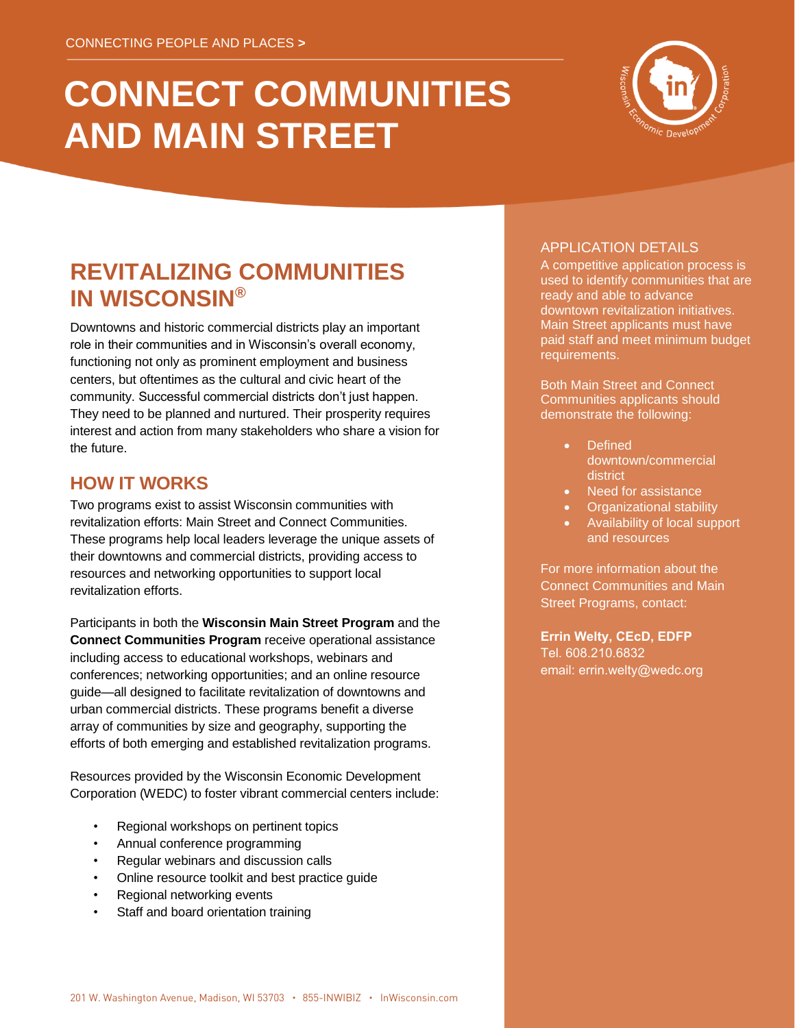CONNECTING PEOPLE AND PLACES >

# CONNECT COMMUNITIES AND MAIN STREET

## REVITALIZING COMMUNITIES IN WISCONSIN®

Downtowns and historic commercial districts play an important role in their communities and in Wisconsin's overall economy, functioning not only as prominent employment and business centers, but oftentimes as the cultural and civic heart of the community. Successful commercial districts don't just happen. They need to be planned and nurtured. Their prosperity requires interest and action from many stakeholders who share a vision for the future.

## HOW IT WORKS

Two programs exist to assist Wisconsin communities with revitalization efforts: Main Street and Connect Communities. These programs help local leaders leverage the unique assets of their downtowns and commercial districts, providing access to resources and networking opportunities to support local revitalization efforts.

Participants in both the **Wisconsin Main Street Program** and the **Connect Communities Program** receive operational assistance including access to educational workshops, webinars and conferences; networking opportunities; and an online resource guide—all designed to facilitate revitalization of downtowns and urban commercial districts. These programs benefit a diverse array of communities by size and geography, supporting the efforts of both emerging and established revitalization programs.

Resources provided by the Wisconsin Economic Development Corporation (WEDC) to foster vibrant commercial centers include:

- Regional workshops on pertinent topics
- Annual conference programming
- Regular webinars and discussion calls
- Online resource toolkit and best practice guide
- Regional networking events
- Staff and board orientation training

## APPLICATION DETAILS

A competitive application process is used to identify communities that are ready and able to advance downtown revitalization initiatives. Main Street applicants must have paid staff and meet minimum budget requirements.

Both Main Street and Connect Communities applicants should demonstrate the following:

- Defined downtown/commercial district
- Need for assistance
- Organizational stability
- Availability of local support and resources

For more information about the Connect Communities and Main Street Programs, contact:

**Errin Welty, CEcD, EDFP**
Tel. 608.210.6832
email: errin.welty@wedc.org

201 W. Washington Avenue, Madison, WI 53703 • 855-INWIBIZ • InWisconsin.com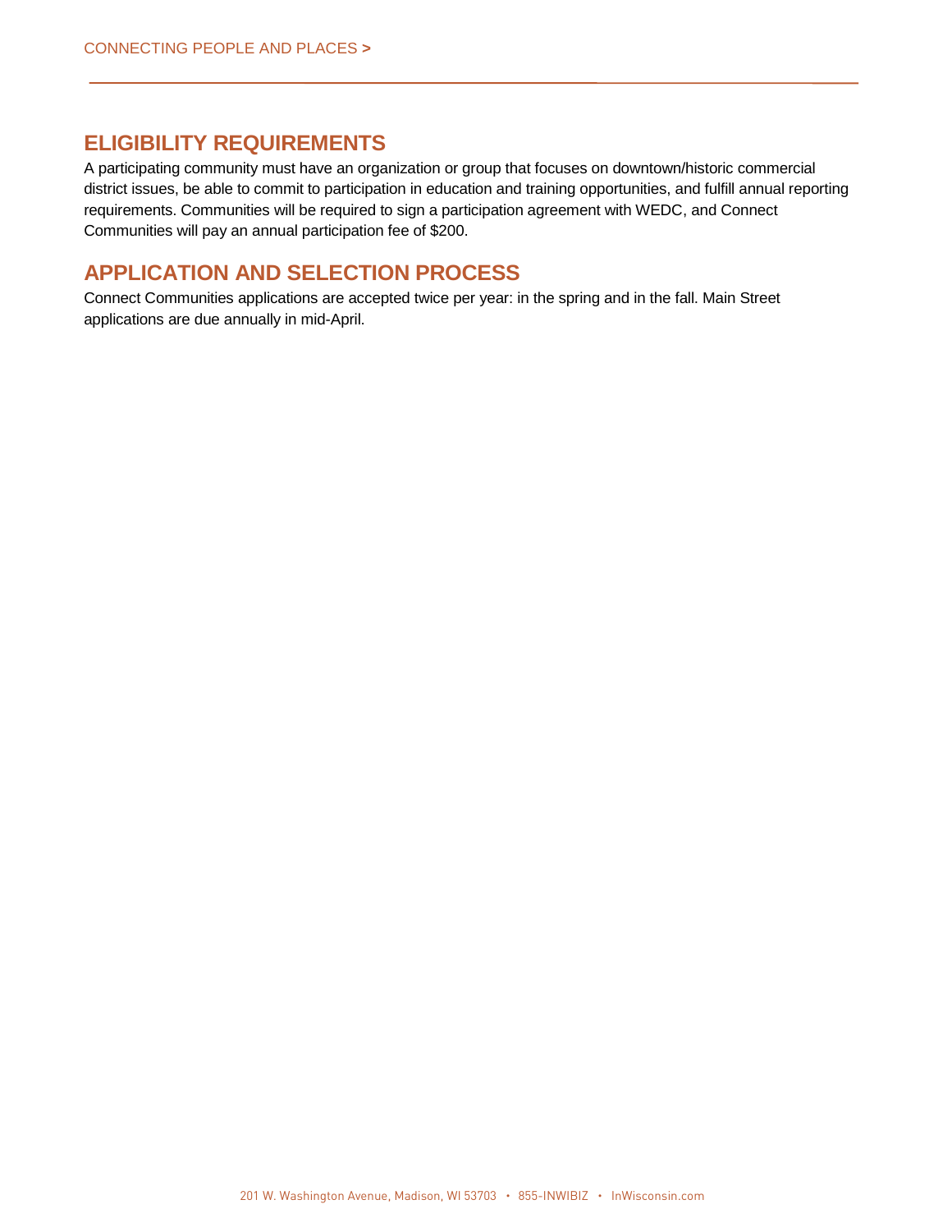## ELIGIBILITY REQUIREMENTS

A participating community must have an organization or group that focuses on downtown/historic commercial district issues, be able to commit to participation in education and training opportunities, and fulfill annual reporting requirements. Communities will be required to sign a participation agreement with WEDC, and Connect Communities will pay an annual participation fee of $200.

## APPLICATION AND SELECTION PROCESS

Connect Communities applications are accepted twice per year: in the spring and in the fall. Main Street applications are due annually in mid-April.